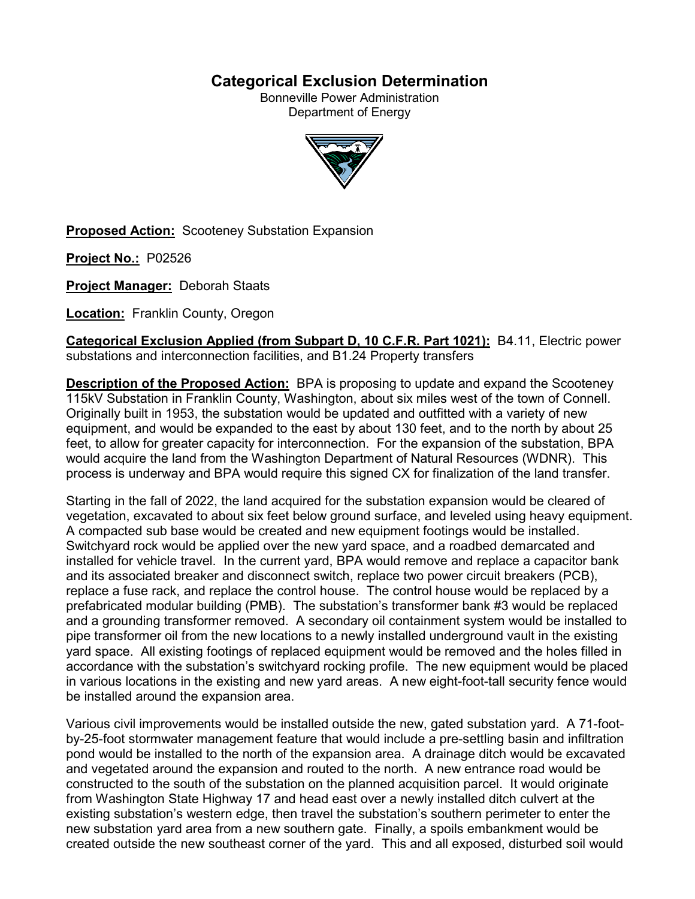# Categorical Exclusion Determination

Bonneville Power Administration
Department of Energy

**Proposed Action:** Scooteney Substation Expansion

**Project No.:** P02526

**Project Manager:** Deborah Staats

**Location:** Franklin County, Oregon

**Categorical Exclusion Applied (from Subpart D, 10 C.F.R. Part 1021):** B4.11, Electric power substations and interconnection facilities, and B1.24 Property transfers

**Description of the Proposed Action:** BPA is proposing to update and expand the Scooteney 115kV Substation in Franklin County, Washington, about six miles west of the town of Connell. Originally built in 1953, the substation would be updated and outfitted with a variety of new equipment, and would be expanded to the east by about 130 feet, and to the north by about 25 feet, to allow for greater capacity for interconnection. For the expansion of the substation, BPA would acquire the land from the Washington Department of Natural Resources (WDNR). This process is underway and BPA would require this signed CX for finalization of the land transfer.

Starting in the fall of 2022, the land acquired for the substation expansion would be cleared of vegetation, excavated to about six feet below ground surface, and leveled using heavy equipment. A compacted sub base would be created and new equipment footings would be installed. Switchyard rock would be applied over the new yard space, and a roadbed demarcated and installed for vehicle travel. In the current yard, BPA would remove and replace a capacitor bank and its associated breaker and disconnect switch, replace two power circuit breakers (PCB), replace a fuse rack, and replace the control house. The control house would be replaced by a prefabricated modular building (PMB). The substation's transformer bank #3 would be replaced and a grounding transformer removed. A secondary oil containment system would be installed to pipe transformer oil from the new locations to a newly installed underground vault in the existing yard space. All existing footings of replaced equipment would be removed and the holes filled in accordance with the substation's switchyard rocking profile. The new equipment would be placed in various locations in the existing and new yard areas. A new eight-foot-tall security fence would be installed around the expansion area.

Various civil improvements would be installed outside the new, gated substation yard. A 71-foot-by-25-foot stormwater management feature that would include a pre-settling basin and infiltration pond would be installed to the north of the expansion area. A drainage ditch would be excavated and vegetated around the expansion and routed to the north. A new entrance road would be constructed to the south of the substation on the planned acquisition parcel. It would originate from Washington State Highway 17 and head east over a newly installed ditch culvert at the existing substation's western edge, then travel the substation's southern perimeter to enter the new substation yard area from a new southern gate. Finally, a spoils embankment would be created outside the new southeast corner of the yard. This and all exposed, disturbed soil would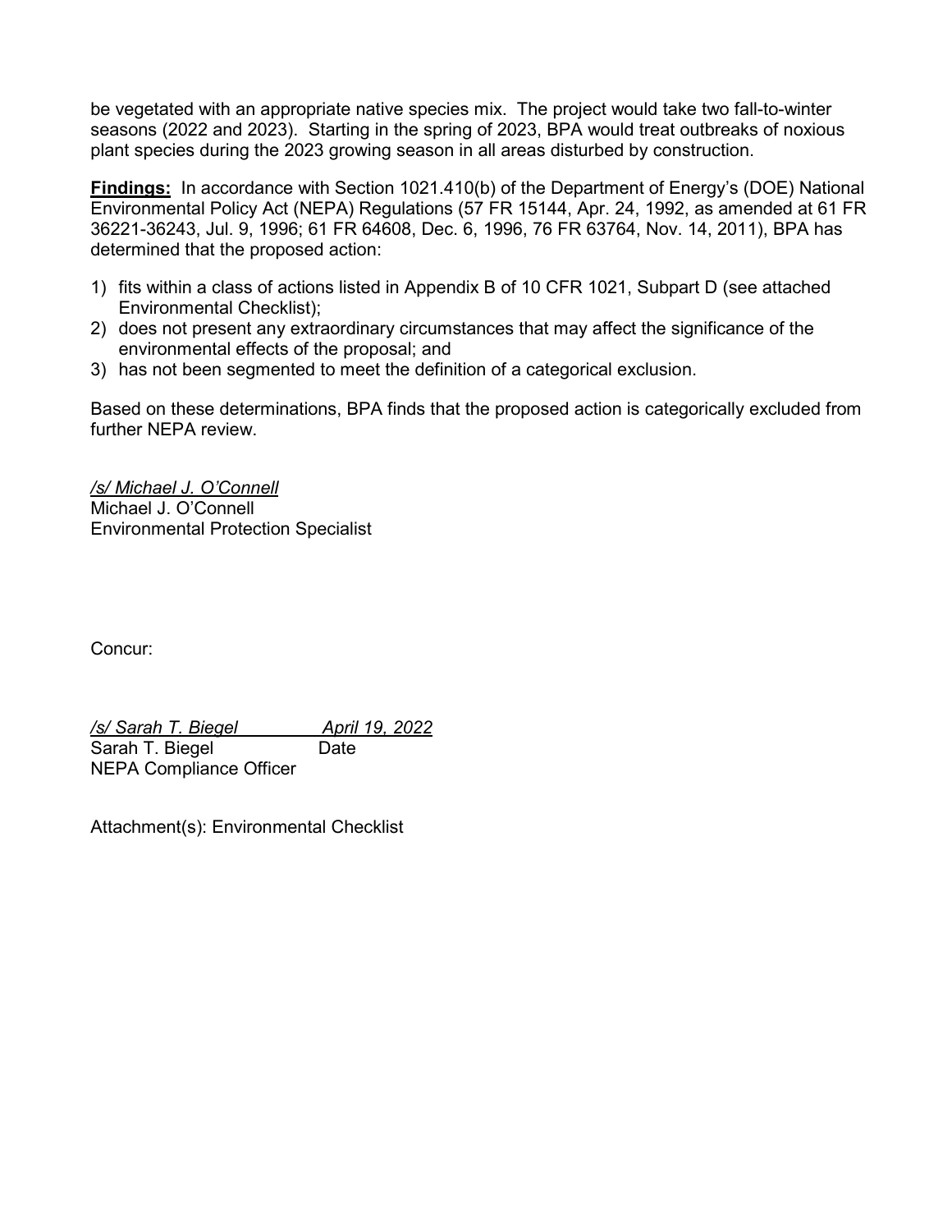be vegetated with an appropriate native species mix. The project would take two fall-to-winter seasons (2022 and 2023). Starting in the spring of 2023, BPA would treat outbreaks of noxious plant species during the 2023 growing season in all areas disturbed by construction.

**Findings:** In accordance with Section 1021.410(b) of the Department of Energy's (DOE) National Environmental Policy Act (NEPA) Regulations (57 FR 15144, Apr. 24, 1992, as amended at 61 FR 36221-36243, Jul. 9, 1996; 61 FR 64608, Dec. 6, 1996, 76 FR 63764, Nov. 14, 2011), BPA has determined that the proposed action:

1) fits within a class of actions listed in Appendix B of 10 CFR 1021, Subpart D (see attached Environmental Checklist);
2) does not present any extraordinary circumstances that may affect the significance of the environmental effects of the proposal; and
3) has not been segmented to meet the definition of a categorical exclusion.

Based on these determinations, BPA finds that the proposed action is categorically excluded from further NEPA review.

*/s/ Michael J. O'Connell*
Michael J. O'Connell
Environmental Protection Specialist

Concur:

*/s/ Sarah T. Biegel* *April 19, 2022*
Sarah T. Biegel Date
NEPA Compliance Officer

Attachment(s): Environmental Checklist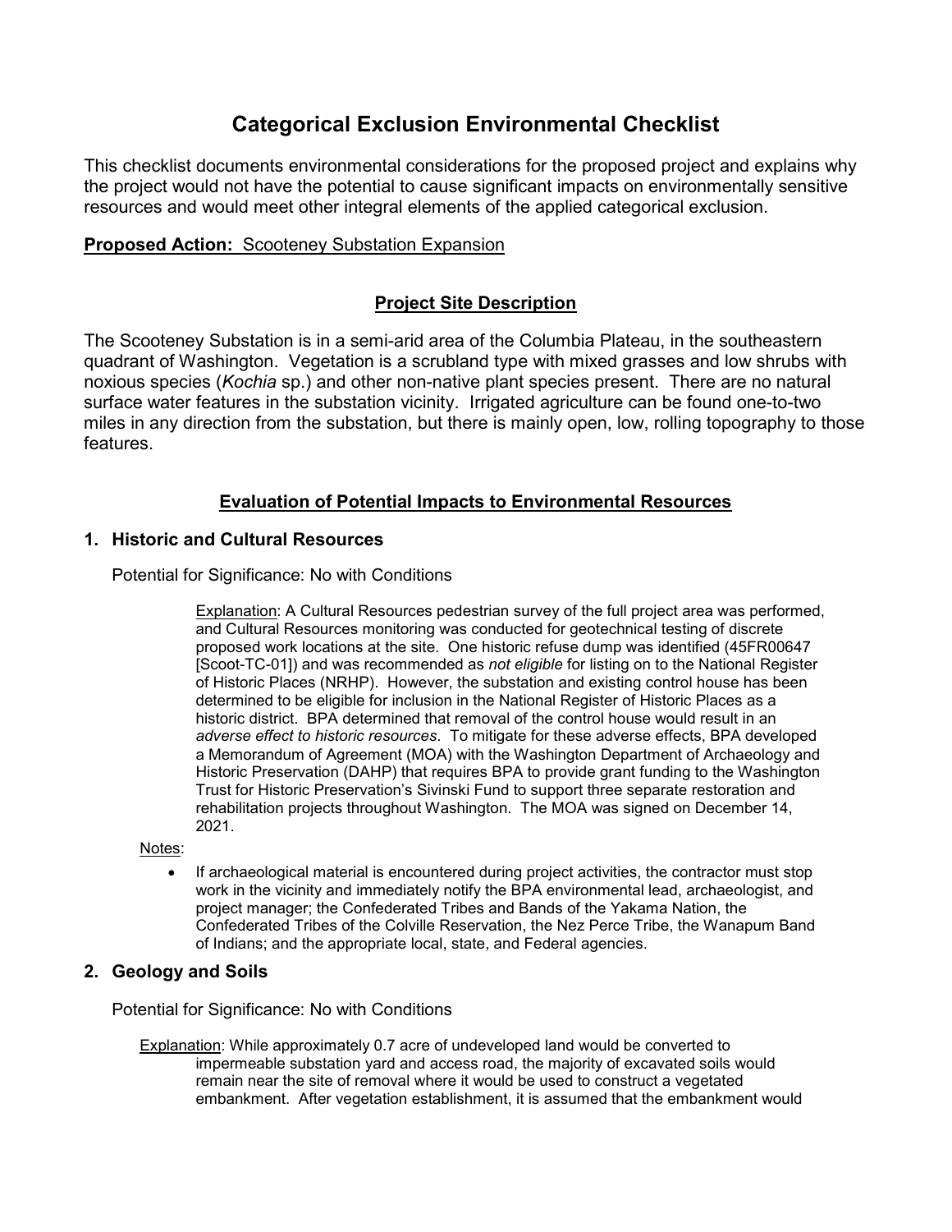# Categorical Exclusion Environmental Checklist

This checklist documents environmental considerations for the proposed project and explains why the project would not have the potential to cause significant impacts on environmentally sensitive resources and would meet other integral elements of the applied categorical exclusion.

**Proposed Action:** Scooteney Substation Expansion

## Project Site Description

The Scooteney Substation is in a semi-arid area of the Columbia Plateau, in the southeastern quadrant of Washington. Vegetation is a scrubland type with mixed grasses and low shrubs with noxious species (*Kochia* sp.) and other non-native plant species present. There are no natural surface water features in the substation vicinity. Irrigated agriculture can be found one-to-two miles in any direction from the substation, but there is mainly open, low, rolling topography to those features.

## Evaluation of Potential Impacts to Environmental Resources

### 1. Historic and Cultural Resources

Potential for Significance: No with Conditions

Explanation: A Cultural Resources pedestrian survey of the full project area was performed, and Cultural Resources monitoring was conducted for geotechnical testing of discrete proposed work locations at the site. One historic refuse dump was identified (45FR00647 [Scoot-TC-01]) and was recommended as *not eligible* for listing on to the National Register of Historic Places (NRHP). However, the substation and existing control house has been determined to be eligible for inclusion in the National Register of Historic Places as a historic district. BPA determined that removal of the control house would result in an *adverse effect to historic resources*. To mitigate for these adverse effects, BPA developed a Memorandum of Agreement (MOA) with the Washington Department of Archaeology and Historic Preservation (DAHP) that requires BPA to provide grant funding to the Washington Trust for Historic Preservation's Sivinski Fund to support three separate restoration and rehabilitation projects throughout Washington. The MOA was signed on December 14, 2021.

Notes:

- If archaeological material is encountered during project activities, the contractor must stop work in the vicinity and immediately notify the BPA environmental lead, archaeologist, and project manager; the Confederated Tribes and Bands of the Yakama Nation, the Confederated Tribes of the Colville Reservation, the Nez Perce Tribe, the Wanapum Band of Indians; and the appropriate local, state, and Federal agencies.

### 2. Geology and Soils

Potential for Significance: No with Conditions

Explanation: While approximately 0.7 acre of undeveloped land would be converted to impermeable substation yard and access road, the majority of excavated soils would remain near the site of removal where it would be used to construct a vegetated embankment. After vegetation establishment, it is assumed that the embankment would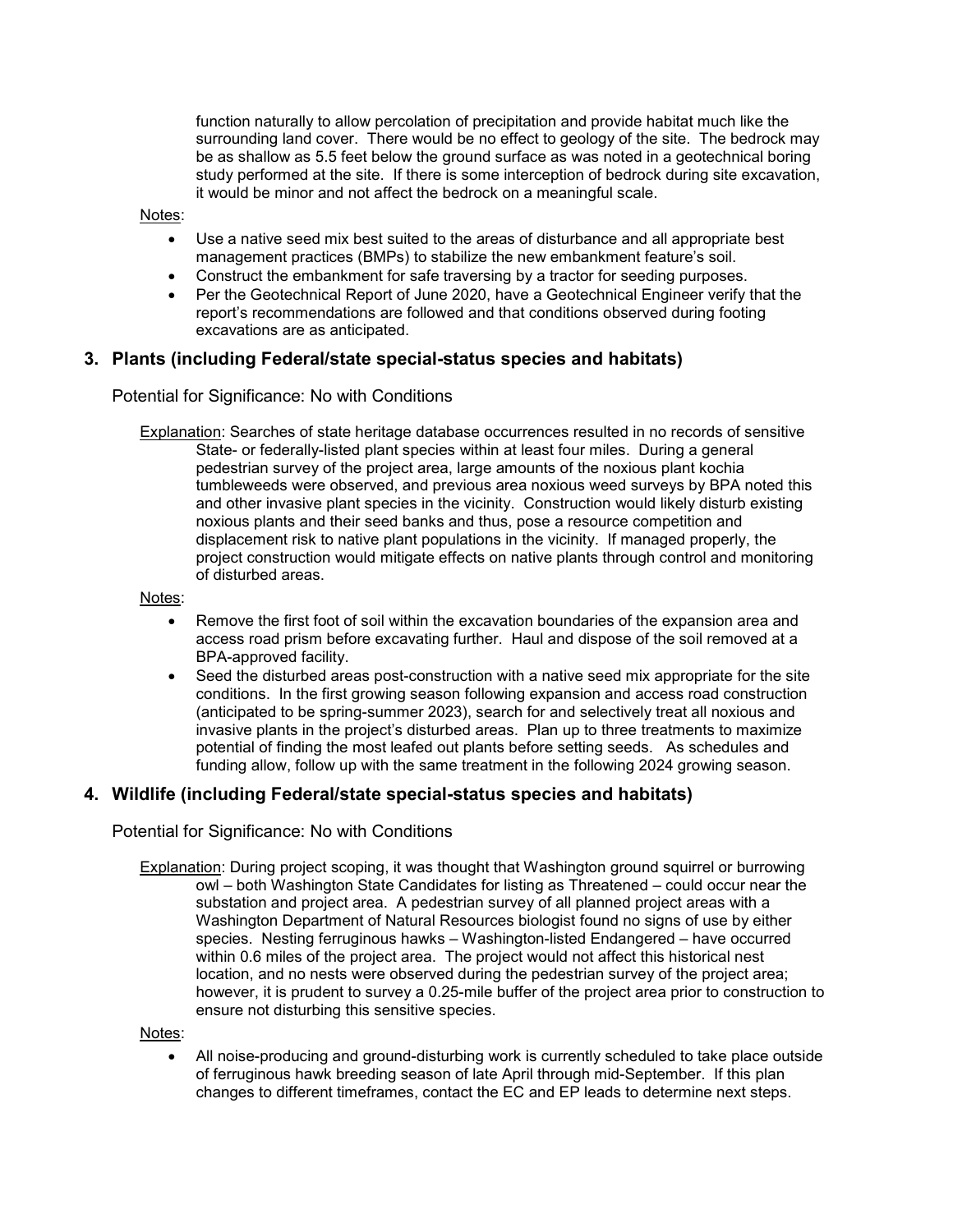function naturally to allow percolation of precipitation and provide habitat much like the surrounding land cover. There would be no effect to geology of the site. The bedrock may be as shallow as 5.5 feet below the ground surface as was noted in a geotechnical boring study performed at the site. If there is some interception of bedrock during site excavation, it would be minor and not affect the bedrock on a meaningful scale.

Notes:

- Use a native seed mix best suited to the areas of disturbance and all appropriate best management practices (BMPs) to stabilize the new embankment feature's soil.
- Construct the embankment for safe traversing by a tractor for seeding purposes.
- Per the Geotechnical Report of June 2020, have a Geotechnical Engineer verify that the report's recommendations are followed and that conditions observed during footing excavations are as anticipated.

## 3. Plants (including Federal/state special-status species and habitats)

Potential for Significance: No with Conditions

Explanation: Searches of state heritage database occurrences resulted in no records of sensitive State- or federally-listed plant species within at least four miles. During a general pedestrian survey of the project area, large amounts of the noxious plant kochia tumbleweeds were observed, and previous area noxious weed surveys by BPA noted this and other invasive plant species in the vicinity. Construction would likely disturb existing noxious plants and their seed banks and thus, pose a resource competition and displacement risk to native plant populations in the vicinity. If managed properly, the project construction would mitigate effects on native plants through control and monitoring of disturbed areas.

Notes:

- Remove the first foot of soil within the excavation boundaries of the expansion area and access road prism before excavating further. Haul and dispose of the soil removed at a BPA-approved facility.
- Seed the disturbed areas post-construction with a native seed mix appropriate for the site conditions. In the first growing season following expansion and access road construction (anticipated to be spring-summer 2023), search for and selectively treat all noxious and invasive plants in the project's disturbed areas. Plan up to three treatments to maximize potential of finding the most leafed out plants before setting seeds. As schedules and funding allow, follow up with the same treatment in the following 2024 growing season.

## 4. Wildlife (including Federal/state special-status species and habitats)

Potential for Significance: No with Conditions

Explanation: During project scoping, it was thought that Washington ground squirrel or burrowing owl – both Washington State Candidates for listing as Threatened – could occur near the substation and project area. A pedestrian survey of all planned project areas with a Washington Department of Natural Resources biologist found no signs of use by either species. Nesting ferruginous hawks – Washington-listed Endangered – have occurred within 0.6 miles of the project area. The project would not affect this historical nest location, and no nests were observed during the pedestrian survey of the project area; however, it is prudent to survey a 0.25-mile buffer of the project area prior to construction to ensure not disturbing this sensitive species.

Notes:

- All noise-producing and ground-disturbing work is currently scheduled to take place outside of ferruginous hawk breeding season of late April through mid-September. If this plan changes to different timeframes, contact the EC and EP leads to determine next steps.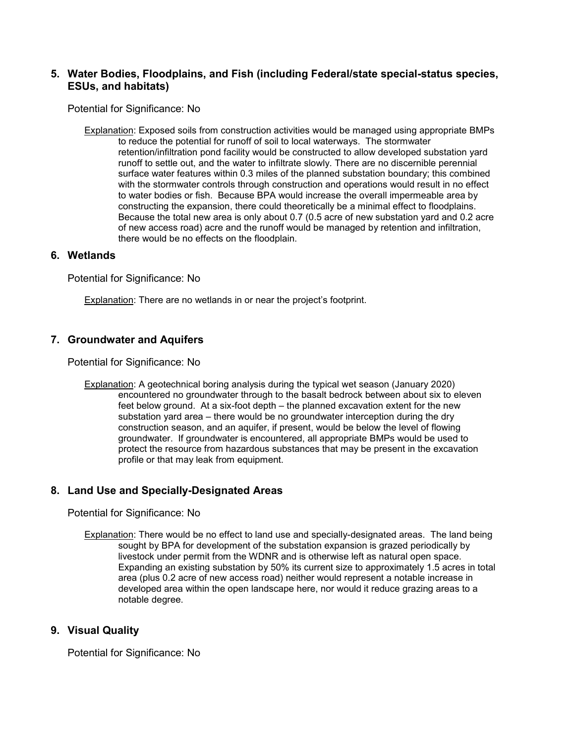## 5. Water Bodies, Floodplains, and Fish (including Federal/state special-status species, ESUs, and habitats)

Potential for Significance: No

Explanation: Exposed soils from construction activities would be managed using appropriate BMPs to reduce the potential for runoff of soil to local waterways. The stormwater retention/infiltration pond facility would be constructed to allow developed substation yard runoff to settle out, and the water to infiltrate slowly. There are no discernible perennial surface water features within 0.3 miles of the planned substation boundary; this combined with the stormwater controls through construction and operations would result in no effect to water bodies or fish. Because BPA would increase the overall impermeable area by constructing the expansion, there could theoretically be a minimal effect to floodplains. Because the total new area is only about 0.7 (0.5 acre of new substation yard and 0.2 acre of new access road) acre and the runoff would be managed by retention and infiltration, there would be no effects on the floodplain.

## 6. Wetlands

Potential for Significance: No

Explanation: There are no wetlands in or near the project's footprint.

## 7. Groundwater and Aquifers

Potential for Significance: No

Explanation: A geotechnical boring analysis during the typical wet season (January 2020) encountered no groundwater through to the basalt bedrock between about six to eleven feet below ground. At a six-foot depth – the planned excavation extent for the new substation yard area – there would be no groundwater interception during the dry construction season, and an aquifer, if present, would be below the level of flowing groundwater. If groundwater is encountered, all appropriate BMPs would be used to protect the resource from hazardous substances that may be present in the excavation profile or that may leak from equipment.

## 8. Land Use and Specially-Designated Areas

Potential for Significance: No

Explanation: There would be no effect to land use and specially-designated areas. The land being sought by BPA for development of the substation expansion is grazed periodically by livestock under permit from the WDNR and is otherwise left as natural open space. Expanding an existing substation by 50% its current size to approximately 1.5 acres in total area (plus 0.2 acre of new access road) neither would represent a notable increase in developed area within the open landscape here, nor would it reduce grazing areas to a notable degree.

## 9. Visual Quality

Potential for Significance: No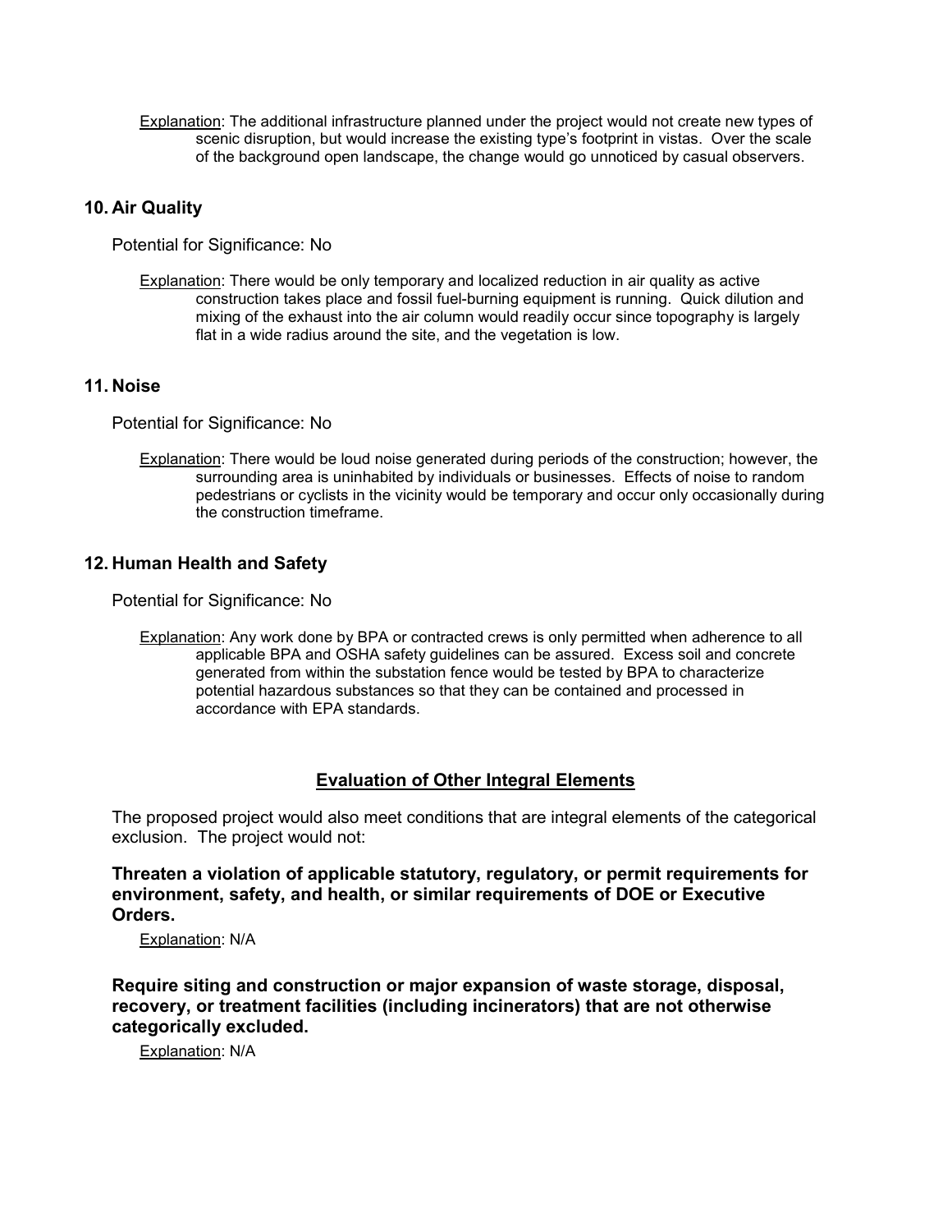<u>Explanation</u>: The additional infrastructure planned under the project would not create new types of scenic disruption, but would increase the existing type's footprint in vistas. Over the scale of the background open landscape, the change would go unnoticed by casual observers.

### 10. Air Quality

Potential for Significance: No

<u>Explanation</u>: There would be only temporary and localized reduction in air quality as active construction takes place and fossil fuel-burning equipment is running. Quick dilution and mixing of the exhaust into the air column would readily occur since topography is largely flat in a wide radius around the site, and the vegetation is low.

### 11. Noise

Potential for Significance: No

<u>Explanation</u>: There would be loud noise generated during periods of the construction; however, the surrounding area is uninhabited by individuals or businesses. Effects of noise to random pedestrians or cyclists in the vicinity would be temporary and occur only occasionally during the construction timeframe.

### 12. Human Health and Safety

Potential for Significance: No

<u>Explanation</u>: Any work done by BPA or contracted crews is only permitted when adherence to all applicable BPA and OSHA safety guidelines can be assured. Excess soil and concrete generated from within the substation fence would be tested by BPA to characterize potential hazardous substances so that they can be contained and processed in accordance with EPA standards.

## <u>Evaluation of Other Integral Elements</u>

The proposed project would also meet conditions that are integral elements of the categorical exclusion. The project would not:

**Threaten a violation of applicable statutory, regulatory, or permit requirements for environment, safety, and health, or similar requirements of DOE or Executive Orders.**

<u>Explanation</u>: N/A

**Require siting and construction or major expansion of waste storage, disposal, recovery, or treatment facilities (including incinerators) that are not otherwise categorically excluded.**

<u>Explanation</u>: N/A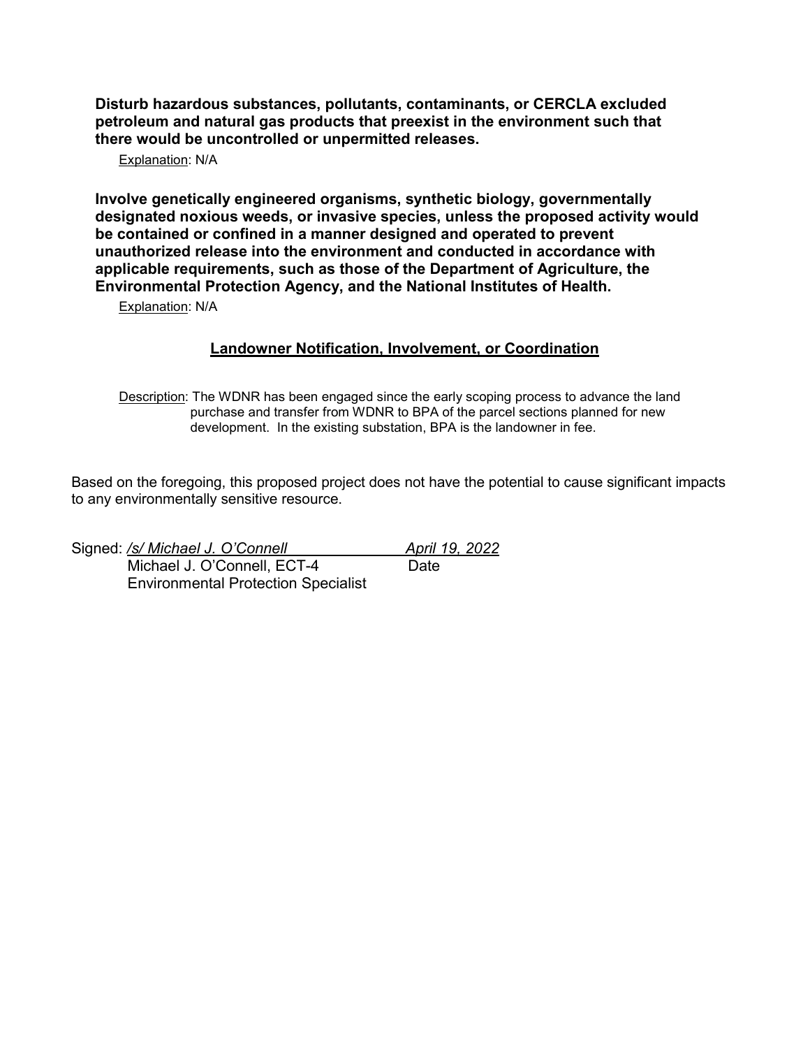**Disturb hazardous substances, pollutants, contaminants, or CERCLA excluded petroleum and natural gas products that preexist in the environment such that there would be uncontrolled or unpermitted releases.**

Explanation: N/A

**Involve genetically engineered organisms, synthetic biology, governmentally designated noxious weeds, or invasive species, unless the proposed activity would be contained or confined in a manner designed and operated to prevent unauthorized release into the environment and conducted in accordance with applicable requirements, such as those of the Department of Agriculture, the Environmental Protection Agency, and the National Institutes of Health.**

Explanation: N/A

## Landowner Notification, Involvement, or Coordination

Description: The WDNR has been engaged since the early scoping process to advance the land purchase and transfer from WDNR to BPA of the parcel sections planned for new development. In the existing substation, BPA is the landowner in fee.

Based on the foregoing, this proposed project does not have the potential to cause significant impacts to any environmentally sensitive resource.

Signed: */s/ Michael J. O'Connell* *April 19, 2022*
Michael J. O'Connell, ECT-4 Date
Environmental Protection Specialist